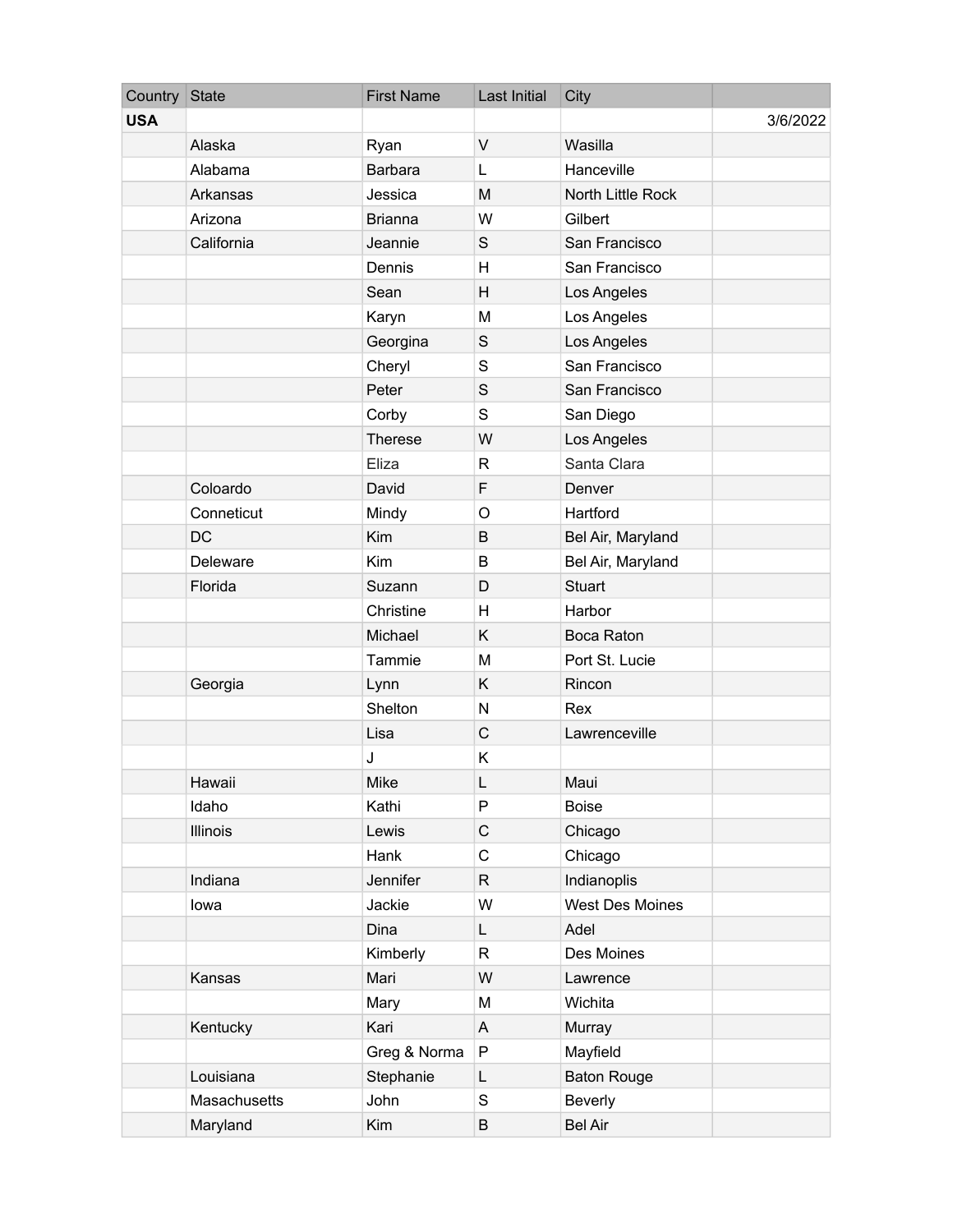| Country | State | First Name | Last Initial | City | |
|---|---|---|---|---|---|
| **USA** | | | | | 3/6/2022 |
| | Alaska | Ryan | V | Wasilla | |
| | Alabama | Barbara | L | Hanceville | |
| | Arkansas | Jessica | M | North Little Rock | |
| | Arizona | Brianna | W | Gilbert | |
| | California | Jeannie | S | San Francisco | |
| | | Dennis | H | San Francisco | |
| | | Sean | H | Los Angeles | |
| | | Karyn | M | Los Angeles | |
| | | Georgina | S | Los Angeles | |
| | | Cheryl | S | San Francisco | |
| | | Peter | S | San Francisco | |
| | | Corby | S | San Diego | |
| | | Therese | W | Los Angeles | |
| | | Eliza | R | Santa Clara | |
| | Coloardo | David | F | Denver | |
| | Conneticut | Mindy | O | Hartford | |
| | DC | Kim | B | Bel Air, Maryland | |
| | Deleware | Kim | B | Bel Air, Maryland | |
| | Florida | Suzann | D | Stuart | |
| | | Christine | H | Harbor | |
| | | Michael | K | Boca Raton | |
| | | Tammie | M | Port St. Lucie | |
| | Georgia | Lynn | K | Rincon | |
| | | Shelton | N | Rex | |
| | | Lisa | C | Lawrenceville | |
| | | J | K | | |
| | Hawaii | Mike | L | Maui | |
| | Idaho | Kathi | P | Boise | |
| | Illinois | Lewis | C | Chicago | |
| | | Hank | C | Chicago | |
| | Indiana | Jennifer | R | Indianoplis | |
| | Iowa | Jackie | W | West Des Moines | |
| | | Dina | L | Adel | |
| | | Kimberly | R | Des Moines | |
| | Kansas | Mari | W | Lawrence | |
| | | Mary | M | Wichita | |
| | Kentucky | Kari | A | Murray | |
| | | Greg & Norma | P | Mayfield | |
| | Louisiana | Stephanie | L | Baton Rouge | |
| | Masachusetts | John | S | Beverly | |
| | Maryland | Kim | B | Bel Air | |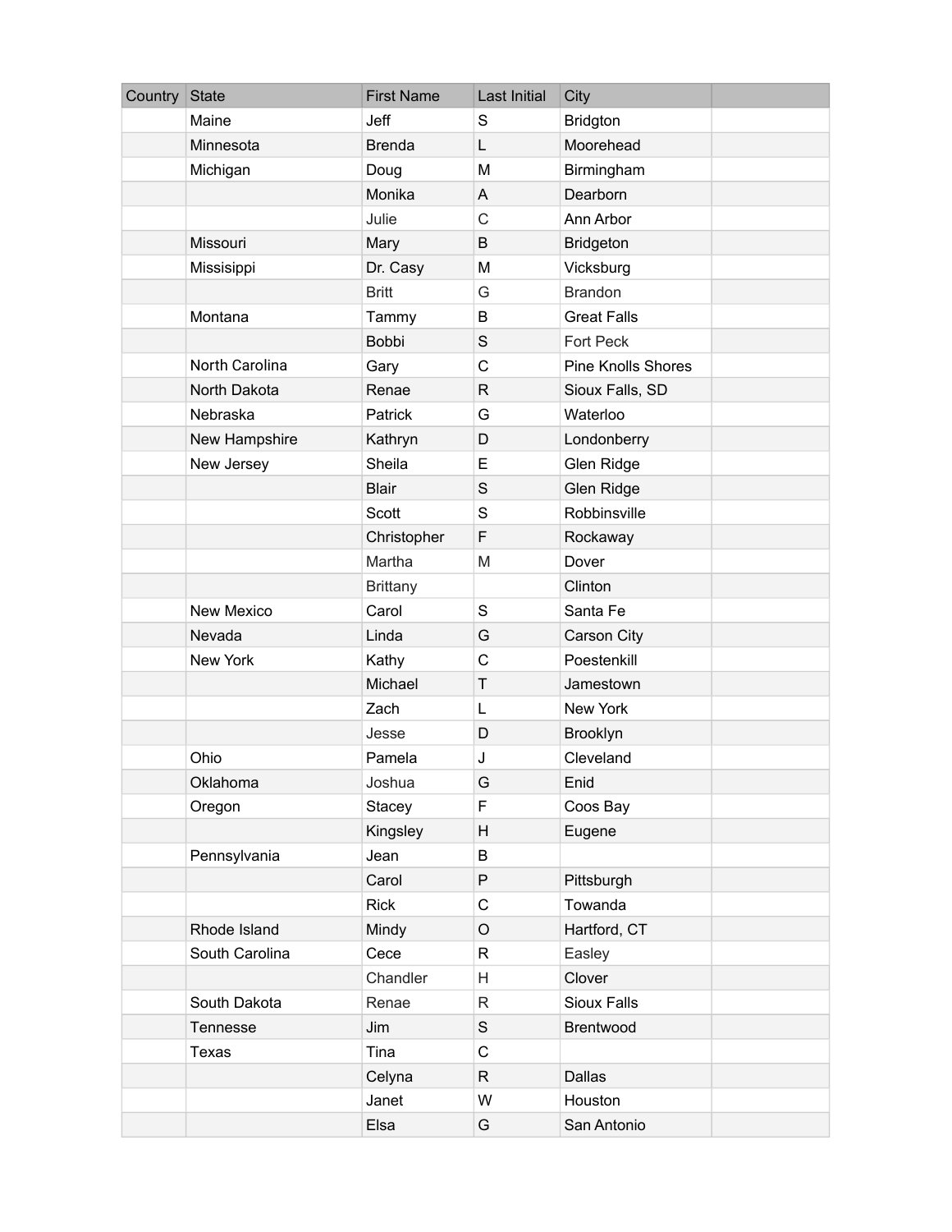| Country | State | First Name | Last Initial | City | |
|---|---|---|---|---|---|
| | Maine | Jeff | S | Bridgton | |
| | Minnesota | Brenda | L | Moorehead | |
| | Michigan | Doug | M | Birmingham | |
| | | Monika | A | Dearborn | |
| | | Julie | C | Ann Arbor | |
| | Missouri | Mary | B | Bridgeton | |
| | Missisippi | Dr. Casy | M | Vicksburg | |
| | | Britt | G | Brandon | |
| | Montana | Tammy | B | Great Falls | |
| | | Bobbi | S | Fort Peck | |
| | North Carolina | Gary | C | Pine Knolls Shores | |
| | North Dakota | Renae | R | Sioux Falls, SD | |
| | Nebraska | Patrick | G | Waterloo | |
| | New Hampshire | Kathryn | D | Londonberry | |
| | New Jersey | Sheila | E | Glen Ridge | |
| | | Blair | S | Glen Ridge | |
| | | Scott | S | Robbinsville | |
| | | Christopher | F | Rockaway | |
| | | Martha | M | Dover | |
| | | Brittany | | Clinton | |
| | New Mexico | Carol | S | Santa Fe | |
| | Nevada | Linda | G | Carson City | |
| | New York | Kathy | C | Poestenkill | |
| | | Michael | T | Jamestown | |
| | | Zach | L | New York | |
| | | Jesse | D | Brooklyn | |
| | Ohio | Pamela | J | Cleveland | |
| | Oklahoma | Joshua | G | Enid | |
| | Oregon | Stacey | F | Coos Bay | |
| | | Kingsley | H | Eugene | |
| | Pennsylvania | Jean | B | | |
| | | Carol | P | Pittsburgh | |
| | | Rick | C | Towanda | |
| | Rhode Island | Mindy | O | Hartford, CT | |
| | South Carolina | Cece | R | Easley | |
| | | Chandler | H | Clover | |
| | South Dakota | Renae | R | Sioux Falls | |
| | Tennesse | Jim | S | Brentwood | |
| | Texas | Tina | C | | |
| | | Celyna | R | Dallas | |
| | | Janet | W | Houston | |
| | | Elsa | G | San Antonio | |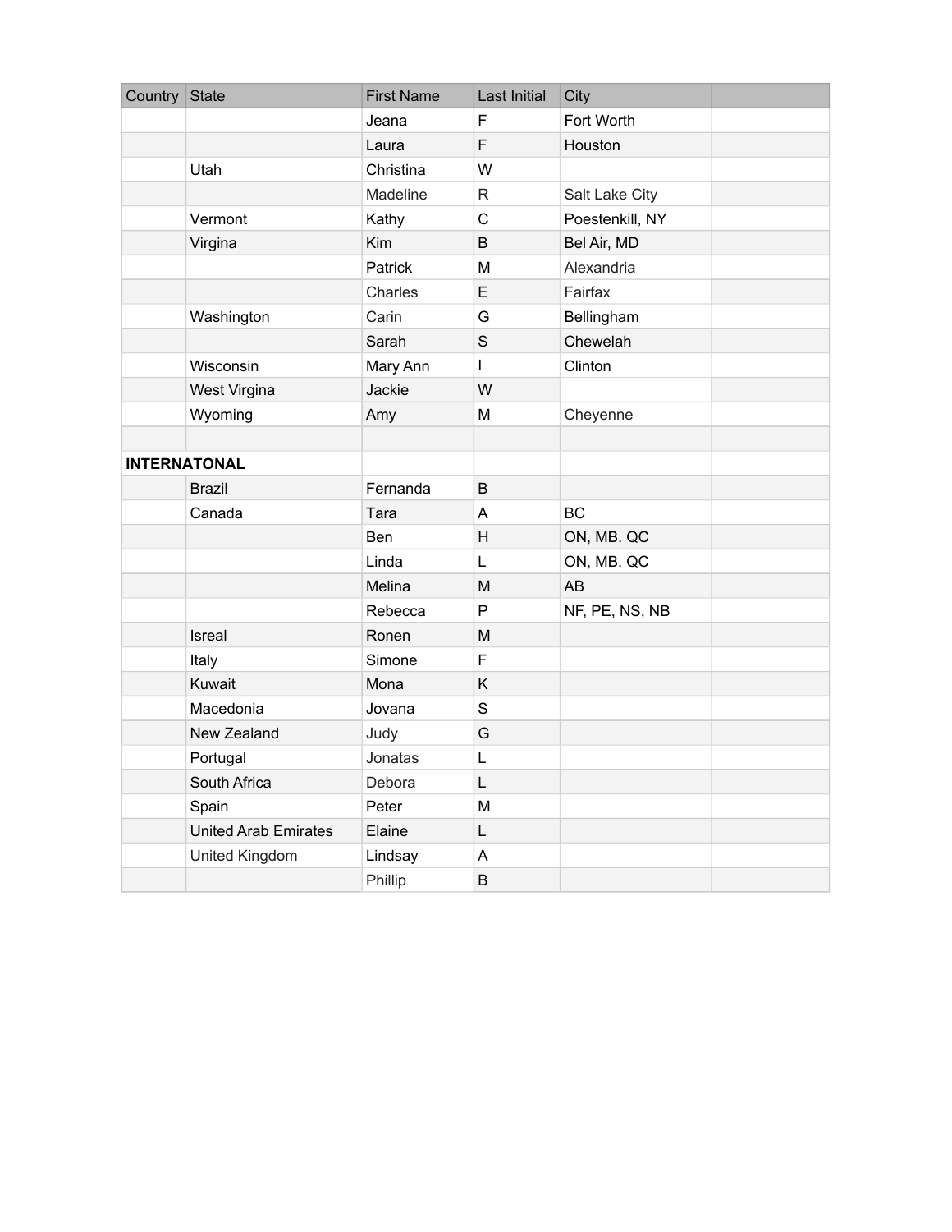| Country | State | First Name | Last Initial | City | |
|---|---|---|---|---|---|
| | | Jeana | F | Fort Worth | |
| | | Laura | F | Houston | |
| | Utah | Christina | W | | |
| | | Madeline | R | Salt Lake City | |
| | Vermont | Kathy | C | Poestenkill, NY | |
| | Virgina | Kim | B | Bel Air, MD | |
| | | Patrick | M | Alexandria | |
| | | Charles | E | Fairfax | |
| | Washington | Carin | G | Bellingham | |
| | | Sarah | S | Chewelah | |
| | Wisconsin | Mary Ann | I | Clinton | |
| | West Virgina | Jackie | W | | |
| | Wyoming | Amy | M | Cheyenne | |
| | | | | | |
| **INTERNATONAL** | | | | | |
| | Brazil | Fernanda | B | | |
| | Canada | Tara | A | BC | |
| | | Ben | H | ON, MB. QC | |
| | | Linda | L | ON, MB. QC | |
| | | Melina | M | AB | |
| | | Rebecca | P | NF, PE, NS, NB | |
| | Isreal | Ronen | M | | |
| | Italy | Simone | F | | |
| | Kuwait | Mona | K | | |
| | Macedonia | Jovana | S | | |
| | New Zealand | Judy | G | | |
| | Portugal | Jonatas | L | | |
| | South Africa | Debora | L | | |
| | Spain | Peter | M | | |
| | United Arab Emirates | Elaine | L | | |
| | United Kingdom | Lindsay | A | | |
| | | Phillip | B | | |